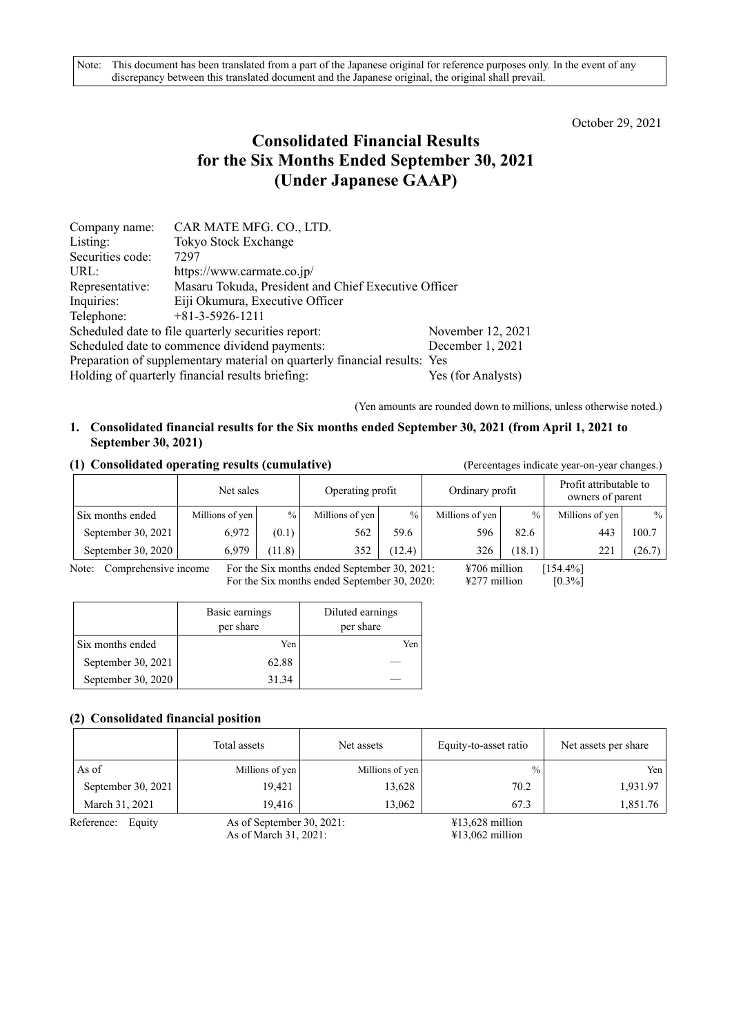Note: This document has been translated from a part of the Japanese original for reference purposes only. In the event of any discrepancy between this translated document and the Japanese original, the original shall prevail.

October 29, 2021

# Consolidated Financial Results for the Six Months Ended September 30, 2021 (Under Japanese GAAP)

Company name: CAR MATE MFG. CO., LTD.
Listing: Tokyo Stock Exchange
Securities code: 7297
URL: https://www.carmate.co.jp/
Representative: Masaru Tokuda, President and Chief Executive Officer
Inquiries: Eiji Okumura, Executive Officer
Telephone: +81-3-5926-1211
Scheduled date to file quarterly securities report: November 12, 2021
Scheduled date to commence dividend payments: December 1, 2021
Preparation of supplementary material on quarterly financial results: Yes
Holding of quarterly financial results briefing: Yes (for Analysts)

(Yen amounts are rounded down to millions, unless otherwise noted.)

## 1. Consolidated financial results for the Six months ended September 30, 2021 (from April 1, 2021 to September 30, 2021)

### (1) Consolidated operating results (cumulative)

(Percentages indicate year-on-year changes.)

| | Net sales | | Operating profit | | Ordinary profit | | Profit attributable to owners of parent | |
|---|---|---|---|---|---|---|---|---|
| Six months ended | Millions of yen | % | Millions of yen | % | Millions of yen | % | Millions of yen | % |
| September 30, 2021 | 6,972 | (0.1) | 562 | 59.6 | 596 | 82.6 | 443 | 100.7 |
| September 30, 2020 | 6,979 | (11.8) | 352 | (12.4) | 326 | (18.1) | 221 | (26.7) |

Note: Comprehensive income For the Six months ended September 30, 2021: ¥706 million [154.4%]
For the Six months ended September 30, 2020: ¥277 million [0.3%]

| | Basic earnings per share | Diluted earnings per share |
|---|---|---|
| Six months ended | Yen | Yen |
| September 30, 2021 | 62.88 | — |
| September 30, 2020 | 31.34 | — |

### (2) Consolidated financial position

| | Total assets | Net assets | Equity-to-asset ratio | Net assets per share |
|---|---|---|---|---|
| As of | Millions of yen | Millions of yen | % | Yen |
| September 30, 2021 | 19,421 | 13,628 | 70.2 | 1,931.97 |
| March 31, 2021 | 19,416 | 13,062 | 67.3 | 1,851.76 |

Reference: Equity As of September 30, 2021: ¥13,628 million
As of March 31, 2021: ¥13,062 million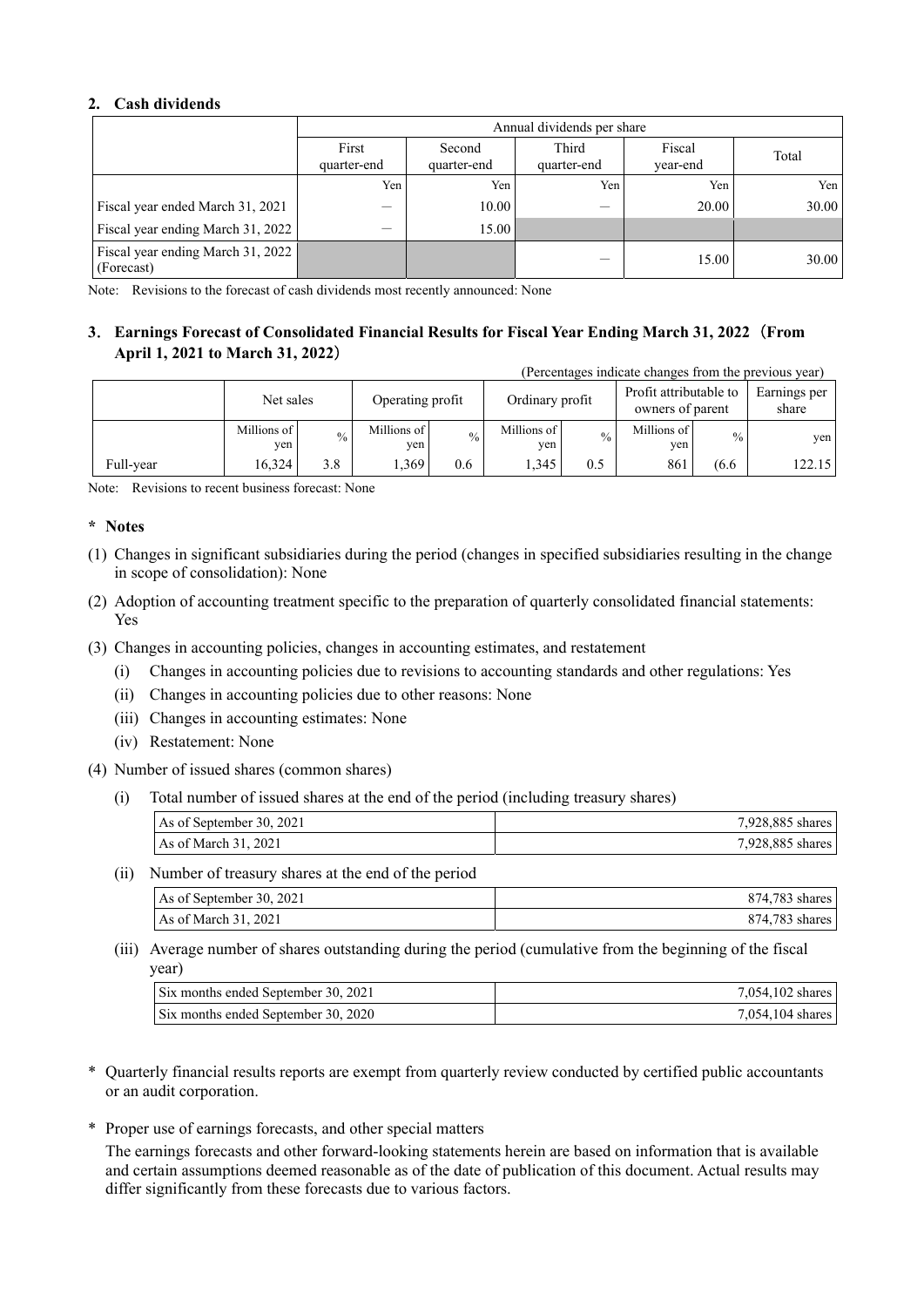## 2. Cash dividends

| | Annual dividends per share | | | | |
|---|---|---|---|---|---|
| | First quarter-end | Second quarter-end | Third quarter-end | Fiscal year-end | Total |
| | Yen | Yen | Yen | Yen | Yen |
| Fiscal year ended March 31, 2021 | – | 10.00 | – | 20.00 | 30.00 |
| Fiscal year ending March 31, 2022 | – | 15.00 | | | |
| Fiscal year ending March 31, 2022 (Forecast) | | | – | 15.00 | 30.00 |

Note: Revisions to the forecast of cash dividends most recently announced: None

## 3. Earnings Forecast of Consolidated Financial Results for Fiscal Year Ending March 31, 2022（From April 1, 2021 to March 31, 2022）

(Percentages indicate changes from the previous year)

| | Net sales | | Operating profit | | Ordinary profit | | Profit attributable to owners of parent | | Earnings per share |
|---|---|---|---|---|---|---|---|---|---|
| | Millions of yen | % | Millions of yen | % | Millions of yen | % | Millions of yen | % | yen |
| Full-year | 16,324 | 3.8 | 1,369 | 0.6 | 1,345 | 0.5 | 861 | (6.6 | 122.15 |

Note: Revisions to recent business forecast: None

**\* Notes**

(1) Changes in significant subsidiaries during the period (changes in specified subsidiaries resulting in the change in scope of consolidation): None

(2) Adoption of accounting treatment specific to the preparation of quarterly consolidated financial statements: Yes

(3) Changes in accounting policies, changes in accounting estimates, and restatement

- (i) Changes in accounting policies due to revisions to accounting standards and other regulations: Yes
- (ii) Changes in accounting policies due to other reasons: None
- (iii) Changes in accounting estimates: None
- (iv) Restatement: None

(4) Number of issued shares (common shares)

(i) Total number of issued shares at the end of the period (including treasury shares)

| | |
|---|---|
| As of September 30, 2021 | 7,928,885 shares |
| As of March 31, 2021 | 7,928,885 shares |

(ii) Number of treasury shares at the end of the period

| | |
|---|---|
| As of September 30, 2021 | 874,783 shares |
| As of March 31, 2021 | 874,783 shares |

(iii) Average number of shares outstanding during the period (cumulative from the beginning of the fiscal year)

| | |
|---|---|
| Six months ended September 30, 2021 | 7,054,102 shares |
| Six months ended September 30, 2020 | 7,054,104 shares |

\* Quarterly financial results reports are exempt from quarterly review conducted by certified public accountants or an audit corporation.

\* Proper use of earnings forecasts, and other special matters

The earnings forecasts and other forward-looking statements herein are based on information that is available and certain assumptions deemed reasonable as of the date of publication of this document. Actual results may differ significantly from these forecasts due to various factors.